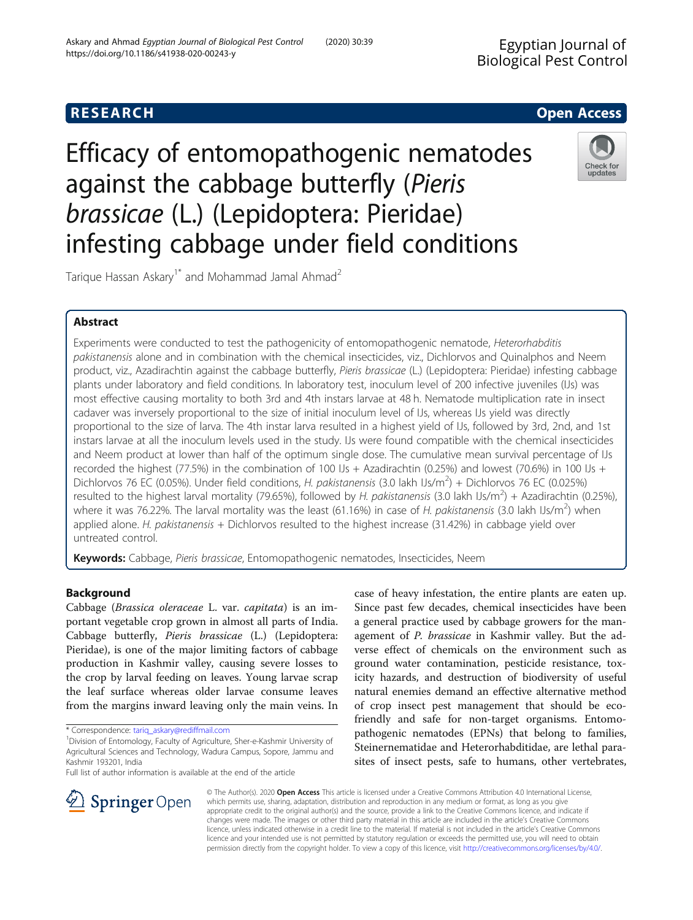**RESEARCH** **Open Access**

# Efficacy of entomopathogenic nematodes against the cabbage butterfly (*Pieris brassicae* (L.) (Lepidoptera: Pieridae) infesting cabbage under field conditions

Tarique Hassan Askary[1*] and Mohammad Jamal Ahmad[2]

## Abstract

Experiments were conducted to test the pathogenicity of entomopathogenic nematode, *Heterorhabditis pakistanensis* alone and in combination with the chemical insecticides, viz., Dichlorvos and Quinalphos and Neem product, viz., Azadirachtin against the cabbage butterfly, *Pieris brassicae* (L.) (Lepidoptera: Pieridae) infesting cabbage plants under laboratory and field conditions. In laboratory test, inoculum level of 200 infective juveniles (IJs) was most effective causing mortality to both 3rd and 4th instars larvae at 48 h. Nematode multiplication rate in insect cadaver was inversely proportional to the size of initial inoculum level of IJs, whereas IJs yield was directly proportional to the size of larva. The 4th instar larva resulted in a highest yield of IJs, followed by 3rd, 2nd, and 1st instars larvae at all the inoculum levels used in the study. IJs were found compatible with the chemical insecticides and Neem product at lower than half of the optimum single dose. The cumulative mean survival percentage of IJs recorded the highest (77.5%) in the combination of 100 IJs + Azadirachtin (0.25%) and lowest (70.6%) in 100 IJs + Dichlorvos 76 EC (0.05%). Under field conditions, *H. pakistanensis* (3.0 lakh IJs/m$^2$) + Dichlorvos 76 EC (0.025%) resulted to the highest larval mortality (79.65%), followed by *H. pakistanensis* (3.0 lakh IJs/m$^2$) + Azadirachtin (0.25%), where it was 76.22%. The larval mortality was the least (61.16%) in case of *H. pakistanensis* (3.0 lakh IJs/m$^2$) when applied alone. *H. pakistanensis* + Dichlorvos resulted to the highest increase (31.42%) in cabbage yield over untreated control.

**Keywords:** Cabbage, *Pieris brassicae*, Entomopathogenic nematodes, Insecticides, Neem

## Background

Cabbage (*Brassica oleraceae* L. var. *capitata*) is an important vegetable crop grown in almost all parts of India. Cabbage butterfly, *Pieris brassicae* (L.) (Lepidoptera: Pieridae), is one of the major limiting factors of cabbage production in Kashmir valley, causing severe losses to the crop by larval feeding on leaves. Young larvae scrap the leaf surface whereas older larvae consume leaves from the margins inward leaving only the main veins. In case of heavy infestation, the entire plants are eaten up. Since past few decades, chemical insecticides have been a general practice used by cabbage growers for the management of *P. brassicae* in Kashmir valley. But the adverse effect of chemicals on the environment such as ground water contamination, pesticide resistance, toxicity hazards, and destruction of biodiversity of useful natural enemies demand an effective alternative method of crop insect pest management that should be eco-friendly and safe for non-target organisms. Entomopathogenic nematodes (EPNs) that belong to families, Steinernematidae and Heterorhabditidae, are lethal parasites of insect pests, safe to humans, other vertebrates,

\* Correspondence: tariq_askary@rediffmail.com

[1]Division of Entomology, Faculty of Agriculture, Sher-e-Kashmir University of Agricultural Sciences and Technology, Wadura Campus, Sopore, Jammu and Kashmir 193201, India

Full list of author information is available at the end of the article

© The Author(s). 2020 **Open Access** This article is licensed under a Creative Commons Attribution 4.0 International License, which permits use, sharing, adaptation, distribution and reproduction in any medium or format, as long as you give appropriate credit to the original author(s) and the source, provide a link to the Creative Commons licence, and indicate if changes were made. The images or other third party material in this article are included in the article's Creative Commons licence, unless indicated otherwise in a credit line to the material. If material is not included in the article's Creative Commons licence and your intended use is not permitted by statutory regulation or exceeds the permitted use, you will need to obtain permission directly from the copyright holder. To view a copy of this licence, visit http://creativecommons.org/licenses/by/4.0/.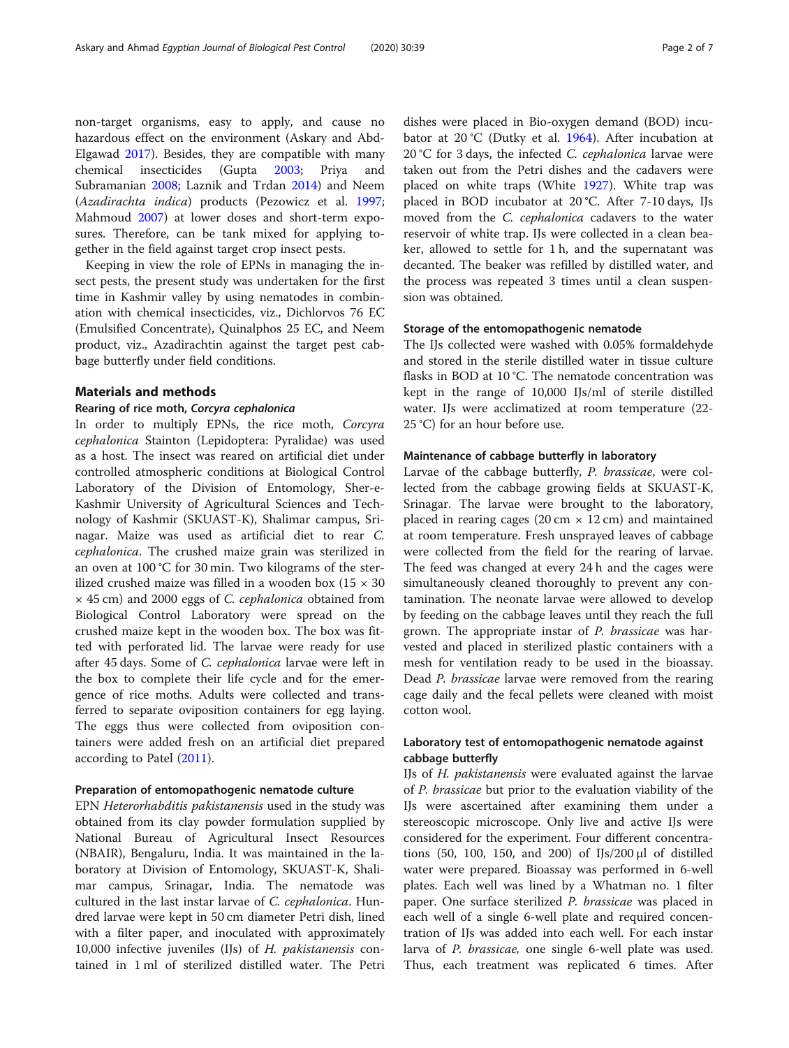non-target organisms, easy to apply, and cause no hazardous effect on the environment (Askary and Abd-Elgawad 2017). Besides, they are compatible with many chemical insecticides (Gupta 2003; Priya and Subramanian 2008; Laznik and Trdan 2014) and Neem (*Azadirachta indica*) products (Pezowicz et al. 1997; Mahmoud 2007) at lower doses and short-term exposures. Therefore, can be tank mixed for applying together in the field against target crop insect pests.

Keeping in view the role of EPNs in managing the insect pests, the present study was undertaken for the first time in Kashmir valley by using nematodes in combination with chemical insecticides, viz., Dichlorvos 76 EC (Emulsified Concentrate), Quinalphos 25 EC, and Neem product, viz., Azadirachtin against the target pest cabbage butterfly under field conditions.

## Materials and methods

### Rearing of rice moth, *Corcyra cephalonica*

In order to multiply EPNs, the rice moth, *Corcyra cephalonica* Stainton (Lepidoptera: Pyralidae) was used as a host. The insect was reared on artificial diet under controlled atmospheric conditions at Biological Control Laboratory of the Division of Entomology, Sher-e-Kashmir University of Agricultural Sciences and Technology of Kashmir (SKUAST-K), Shalimar campus, Srinagar. Maize was used as artificial diet to rear *C. cephalonica*. The crushed maize grain was sterilized in an oven at 100 °C for 30 min. Two kilograms of the sterilized crushed maize was filled in a wooden box (15 × 30 × 45 cm) and 2000 eggs of *C. cephalonica* obtained from Biological Control Laboratory were spread on the crushed maize kept in the wooden box. The box was fitted with perforated lid. The larvae were ready for use after 45 days. Some of *C. cephalonica* larvae were left in the box to complete their life cycle and for the emergence of rice moths. Adults were collected and transferred to separate oviposition containers for egg laying. The eggs thus were collected from oviposition containers were added fresh on an artificial diet prepared according to Patel (2011).

### Preparation of entomopathogenic nematode culture

EPN *Heterorhabditis pakistanensis* used in the study was obtained from its clay powder formulation supplied by National Bureau of Agricultural Insect Resources (NBAIR), Bengaluru, India. It was maintained in the laboratory at Division of Entomology, SKUAST-K, Shalimar campus, Srinagar, India. The nematode was cultured in the last instar larvae of *C. cephalonica*. Hundred larvae were kept in 50 cm diameter Petri dish, lined with a filter paper, and inoculated with approximately 10,000 infective juveniles (IJs) of *H. pakistanensis* contained in 1 ml of sterilized distilled water. The Petri dishes were placed in Bio-oxygen demand (BOD) incubator at 20 °C (Dutky et al. 1964). After incubation at 20 °C for 3 days, the infected *C. cephalonica* larvae were taken out from the Petri dishes and the cadavers were placed on white traps (White 1927). White trap was placed in BOD incubator at 20 °C. After 7-10 days, IJs moved from the *C. cephalonica* cadavers to the water reservoir of white trap. IJs were collected in a clean beaker, allowed to settle for 1 h, and the supernatant was decanted. The beaker was refilled by distilled water, and the process was repeated 3 times until a clean suspension was obtained.

### Storage of the entomopathogenic nematode

The IJs collected were washed with 0.05% formaldehyde and stored in the sterile distilled water in tissue culture flasks in BOD at 10 °C. The nematode concentration was kept in the range of 10,000 IJs/ml of sterile distilled water. IJs were acclimatized at room temperature (22-25 °C) for an hour before use.

### Maintenance of cabbage butterfly in laboratory

Larvae of the cabbage butterfly, *P. brassicae*, were collected from the cabbage growing fields at SKUAST-K, Srinagar. The larvae were brought to the laboratory, placed in rearing cages (20 cm × 12 cm) and maintained at room temperature. Fresh unsprayed leaves of cabbage were collected from the field for the rearing of larvae. The feed was changed at every 24 h and the cages were simultaneously cleaned thoroughly to prevent any contamination. The neonate larvae were allowed to develop by feeding on the cabbage leaves until they reach the full grown. The appropriate instar of *P. brassicae* was harvested and placed in sterilized plastic containers with a mesh for ventilation ready to be used in the bioassay. Dead *P. brassicae* larvae were removed from the rearing cage daily and the fecal pellets were cleaned with moist cotton wool.

### Laboratory test of entomopathogenic nematode against cabbage butterfly

IJs of *H. pakistanensis* were evaluated against the larvae of *P. brassicae* but prior to the evaluation viability of the IJs were ascertained after examining them under a stereoscopic microscope. Only live and active IJs were considered for the experiment. Four different concentrations (50, 100, 150, and 200) of IJs/200 μl of distilled water were prepared. Bioassay was performed in 6-well plates. Each well was lined by a Whatman no. 1 filter paper. One surface sterilized *P. brassicae* was placed in each well of a single 6-well plate and required concentration of IJs was added into each well. For each instar larva of *P. brassicae,* one single 6-well plate was used. Thus, each treatment was replicated 6 times. After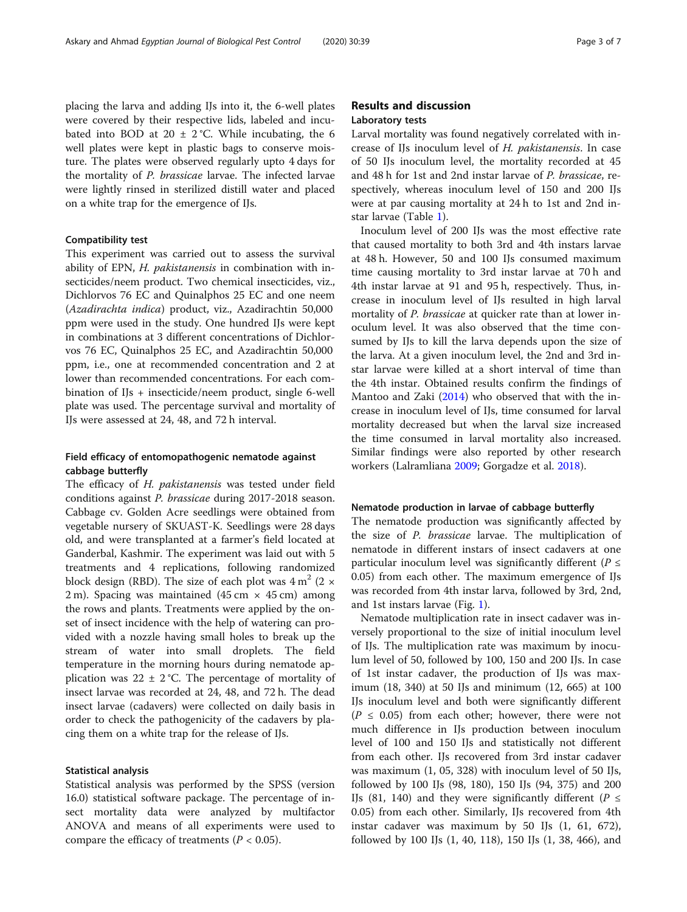placing the larva and adding IJs into it, the 6-well plates were covered by their respective lids, labeled and incubated into BOD at 20 ± 2 °C. While incubating, the 6 well plates were kept in plastic bags to conserve moisture. The plates were observed regularly upto 4 days for the mortality of *P. brassicae* larvae. The infected larvae were lightly rinsed in sterilized distill water and placed on a white trap for the emergence of IJs.

### Compatibility test

This experiment was carried out to assess the survival ability of EPN, *H. pakistanensis* in combination with insecticides/neem product. Two chemical insecticides, viz., Dichlorvos 76 EC and Quinalphos 25 EC and one neem (*Azadirachta indica*) product, viz., Azadirachtin 50,000 ppm were used in the study. One hundred IJs were kept in combinations at 3 different concentrations of Dichlorvos 76 EC, Quinalphos 25 EC, and Azadirachtin 50,000 ppm, i.e., one at recommended concentration and 2 at lower than recommended concentrations. For each combination of IJs + insecticide/neem product, single 6-well plate was used. The percentage survival and mortality of IJs were assessed at 24, 48, and 72 h interval.

### Field efficacy of entomopathogenic nematode against cabbage butterfly

The efficacy of *H. pakistanensis* was tested under field conditions against *P. brassicae* during 2017-2018 season. Cabbage cv. Golden Acre seedlings were obtained from vegetable nursery of SKUAST-K. Seedlings were 28 days old, and were transplanted at a farmer's field located at Ganderbal, Kashmir. The experiment was laid out with 5 treatments and 4 replications, following randomized block design (RBD). The size of each plot was 4 m$^2$ (2 × 2 m). Spacing was maintained (45 cm × 45 cm) among the rows and plants. Treatments were applied by the onset of insect incidence with the help of watering can provided with a nozzle having small holes to break up the stream of water into small droplets. The field temperature in the morning hours during nematode application was 22 ± 2 °C. The percentage of mortality of insect larvae was recorded at 24, 48, and 72 h. The dead insect larvae (cadavers) were collected on daily basis in order to check the pathogenicity of the cadavers by placing them on a white trap for the release of IJs.

### Statistical analysis

Statistical analysis was performed by the SPSS (version 16.0) statistical software package. The percentage of insect mortality data were analyzed by multifactor ANOVA and means of all experiments were used to compare the efficacy of treatments ($P < 0.05$).

## Results and discussion

### Laboratory tests

Larval mortality was found negatively correlated with increase of IJs inoculum level of *H. pakistanensis*. In case of 50 IJs inoculum level, the mortality recorded at 45 and 48 h for 1st and 2nd instar larvae of *P. brassicae*, respectively, whereas inoculum level of 150 and 200 IJs were at par causing mortality at 24 h to 1st and 2nd instar larvae (Table 1).

Inoculum level of 200 IJs was the most effective rate that caused mortality to both 3rd and 4th instars larvae at 48 h. However, 50 and 100 IJs consumed maximum time causing mortality to 3rd instar larvae at 70 h and 4th instar larvae at 91 and 95 h, respectively. Thus, increase in inoculum level of IJs resulted in high larval mortality of *P. brassicae* at quicker rate than at lower inoculum level. It was also observed that the time consumed by IJs to kill the larva depends upon the size of the larva. At a given inoculum level, the 2nd and 3rd instar larvae were killed at a short interval of time than the 4th instar. Obtained results confirm the findings of Mantoo and Zaki (2014) who observed that with the increase in inoculum level of IJs, time consumed for larval mortality decreased but when the larval size increased the time consumed in larval mortality also increased. Similar findings were also reported by other research workers (Lalramliana 2009; Gorgadze et al. 2018).

### Nematode production in larvae of cabbage butterfly

The nematode production was significantly affected by the size of *P. brassicae* larvae. The multiplication of nematode in different instars of insect cadavers at one particular inoculum level was significantly different ($P \leq 0.05$) from each other. The maximum emergence of IJs was recorded from 4th instar larva, followed by 3rd, 2nd, and 1st instars larvae (Fig. 1).

Nematode multiplication rate in insect cadaver was inversely proportional to the size of initial inoculum level of IJs. The multiplication rate was maximum by inoculum level of 50, followed by 100, 150 and 200 IJs. In case of 1st instar cadaver, the production of IJs was maximum (18, 340) at 50 IJs and minimum (12, 665) at 100 IJs inoculum level and both were significantly different ($P \leq 0.05$) from each other; however, there were not much difference in IJs production between inoculum level of 100 and 150 IJs and statistically not different from each other. IJs recovered from 3rd instar cadaver was maximum (1, 05, 328) with inoculum level of 50 IJs, followed by 100 IJs (98, 180), 150 IJs (94, 375) and 200 IJs (81, 140) and they were significantly different ($P \leq 0.05$) from each other. Similarly, IJs recovered from 4th instar cadaver was maximum by 50 IJs (1, 61, 672), followed by 100 IJs (1, 40, 118), 150 IJs (1, 38, 466), and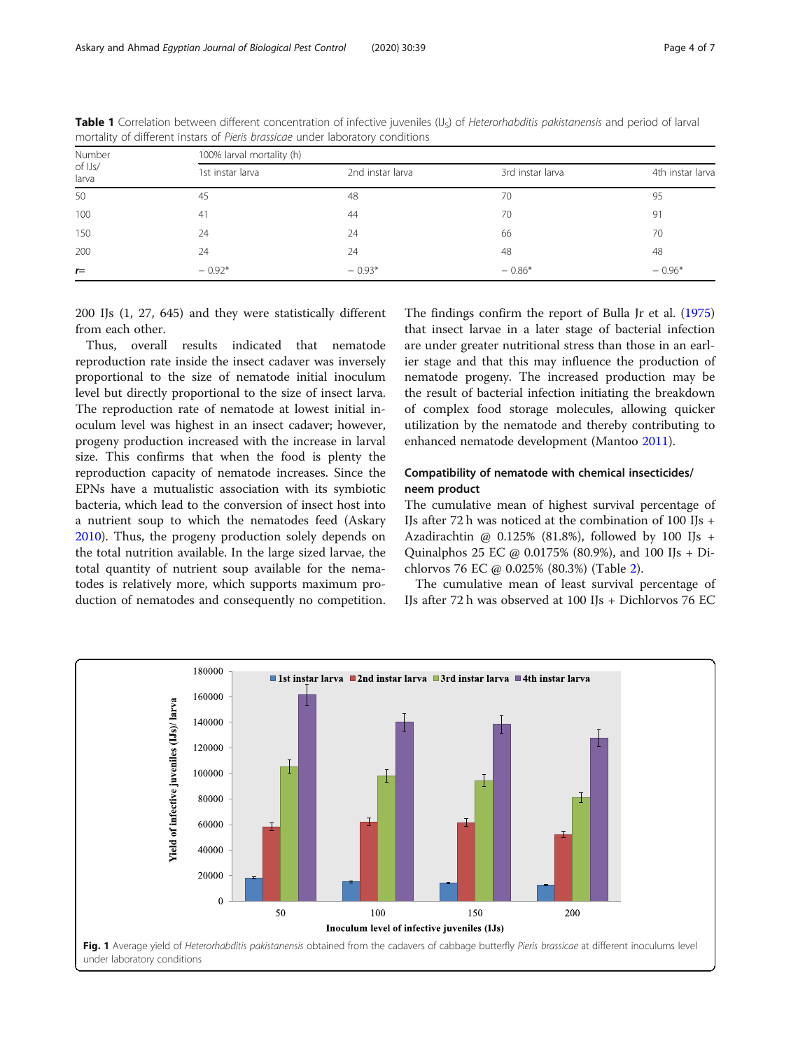**Table 1** Correlation between different concentration of infective juveniles (IJs) of *Heterorhabditis pakistanensis* and period of larval mortality of different instars of *Pieris brassicae* under laboratory conditions

| Number of IJs/ larva | 100% larval mortality (h) | | | |
|---|---|---|---|---|
| | 1st instar larva | 2nd instar larva | 3rd instar larva | 4th instar larva |
| 50 | 45 | 48 | 70 | 95 |
| 100 | 41 | 44 | 70 | 91 |
| 150 | 24 | 24 | 66 | 70 |
| 200 | 24 | 24 | 48 | 48 |
| *r*= | − 0.92* | − 0.93* | − 0.86* | − 0.96* |

200 IJs (1, 27, 645) and they were statistically different from each other.

Thus, overall results indicated that nematode reproduction rate inside the insect cadaver was inversely proportional to the size of nematode initial inoculum level but directly proportional to the size of insect larva. The reproduction rate of nematode at lowest initial inoculum level was highest in an insect cadaver; however, progeny production increased with the increase in larval size. This confirms that when the food is plenty the reproduction capacity of nematode increases. Since the EPNs have a mutualistic association with its symbiotic bacteria, which lead to the conversion of insect host into a nutrient soup to which the nematodes feed (Askary 2010). Thus, the progeny production solely depends on the total nutrition available. In the large sized larvae, the total quantity of nutrient soup available for the nematodes is relatively more, which supports maximum production of nematodes and consequently no competition. The findings confirm the report of Bulla Jr et al. (1975) that insect larvae in a later stage of bacterial infection are under greater nutritional stress than those in an earlier stage and that this may influence the production of nematode progeny. The increased production may be the result of bacterial infection initiating the breakdown of complex food storage molecules, allowing quicker utilization by the nematode and thereby contributing to enhanced nematode development (Mantoo 2011).

### Compatibility of nematode with chemical insecticides/ neem product

The cumulative mean of highest survival percentage of IJs after 72 h was noticed at the combination of 100 IJs + Azadirachtin @ 0.125% (81.8%), followed by 100 IJs + Quinalphos 25 EC @ 0.0175% (80.9%), and 100 IJs + Dichlorvos 76 EC @ 0.025% (80.3%) (Table 2).

The cumulative mean of least survival percentage of IJs after 72 h was observed at 100 IJs + Dichlorvos 76 EC

**Fig. 1** Average yield of *Heterorhabditis pakistanensis* obtained from the cadavers of cabbage butterfly *Pieris brassicae* at different inoculums level under laboratory conditions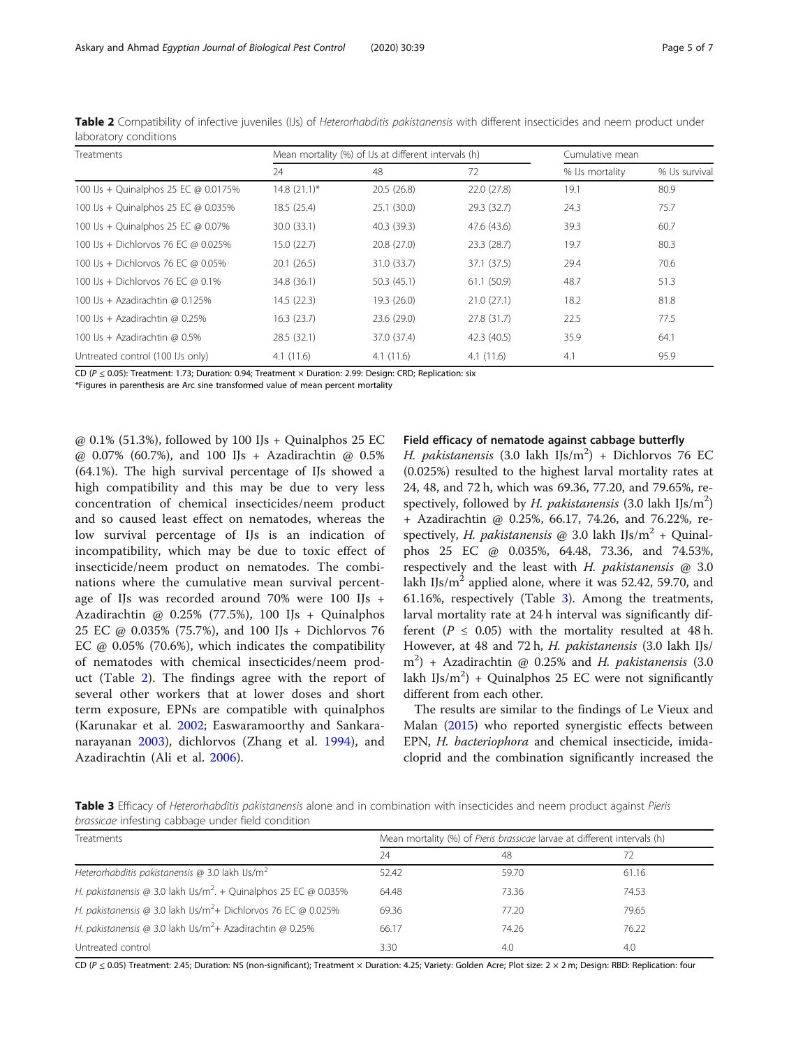**Table 2** Compatibility of infective juveniles (IJs) of *Heterorhabditis pakistanensis* with different insecticides and neem product under laboratory conditions

| Treatments | Mean mortality (%) of IJs at different intervals (h) | | | Cumulative mean | |
|---|---|---|---|---|---|
| | 24 | 48 | 72 | % IJs mortality | % IJs survival |
| 100 IJs + Quinalphos 25 EC @ 0.0175% | 14.8 (21.1)* | 20.5 (26.8) | 22.0 (27.8) | 19.1 | 80.9 |
| 100 IJs + Quinalphos 25 EC @ 0.035% | 18.5 (25.4) | 25.1 (30.0) | 29.3 (32.7) | 24.3 | 75.7 |
| 100 IJs + Quinalphos 25 EC @ 0.07% | 30.0 (33.1) | 40.3 (39.3) | 47.6 (43.6) | 39.3 | 60.7 |
| 100 IJs + Dichlorvos 76 EC @ 0.025% | 15.0 (22.7) | 20.8 (27.0) | 23.3 (28.7) | 19.7 | 80.3 |
| 100 IJs + Dichlorvos 76 EC @ 0.05% | 20.1 (26.5) | 31.0 (33.7) | 37.1 (37.5) | 29.4 | 70.6 |
| 100 IJs + Dichlorvos 76 EC @ 0.1% | 34.8 (36.1) | 50.3 (45.1) | 61.1 (50.9) | 48.7 | 51.3 |
| 100 IJs + Azadirachtin @ 0.125% | 14.5 (22.3) | 19.3 (26.0) | 21.0 (27.1) | 18.2 | 81.8 |
| 100 IJs + Azadirachtin @ 0.25% | 16.3 (23.7) | 23.6 (29.0) | 27.8 (31.7) | 22.5 | 77.5 |
| 100 IJs + Azadirachtin @ 0.5% | 28.5 (32.1) | 37.0 (37.4) | 42.3 (40.5) | 35.9 | 64.1 |
| Untreated control (100 IJs only) | 4.1 (11.6) | 4.1 (11.6) | 4.1 (11.6) | 4.1 | 95.9 |

CD ($P \leq 0.05$): Treatment: 1.73; Duration: 0.94; Treatment × Duration: 2.99: Design: CRD; Replication: six

*Figures in parenthesis are Arc sine transformed value of mean percent mortality

@ 0.1% (51.3%), followed by 100 IJs + Quinalphos 25 EC @ 0.07% (60.7%), and 100 IJs + Azadirachtin @ 0.5% (64.1%). The high survival percentage of IJs showed a high compatibility and this may be due to very less concentration of chemical insecticides/neem product and so caused least effect on nematodes, whereas the low survival percentage of IJs is an indication of incompatibility, which may be due to toxic effect of insecticide/neem product on nematodes. The combinations where the cumulative mean survival percentage of IJs was recorded around 70% were 100 IJs + Azadirachtin @ 0.25% (77.5%), 100 IJs + Quinalphos 25 EC @ 0.035% (75.7%), and 100 IJs + Dichlorvos 76 EC @ 0.05% (70.6%), which indicates the compatibility of nematodes with chemical insecticides/neem product (Table 2). The findings agree with the report of several other workers that at lower doses and short term exposure, EPNs are compatible with quinalphos (Karunakar et al. 2002; Easwaramoorthy and Sankaranarayanan 2003), dichlorvos (Zhang et al. 1994), and Azadirachtin (Ali et al. 2006).

### Field efficacy of nematode against cabbage butterfly

*H. pakistanensis* (3.0 lakh IJs/m$^2$) + Dichlorvos 76 EC (0.025%) resulted to the highest larval mortality rates at 24, 48, and 72 h, which was 69.36, 77.20, and 79.65%, respectively, followed by *H. pakistanensis* (3.0 lakh IJs/m$^2$) + Azadirachtin @ 0.25%, 66.17, 74.26, and 76.22%, respectively, *H. pakistanensis* @ 3.0 lakh IJs/m$^2$ + Quinalphos 25 EC @ 0.035%, 64.48, 73.36, and 74.53%, respectively and the least with *H. pakistanensis* @ 3.0 lakh IJs/m$^2$ applied alone, where it was 52.42, 59.70, and 61.16%, respectively (Table 3). Among the treatments, larval mortality rate at 24 h interval was significantly different ($P \leq 0.05$) with the mortality resulted at 48 h. However, at 48 and 72 h, *H. pakistanensis* (3.0 lakh IJs/m$^2$) + Azadirachtin @ 0.25% and *H. pakistanensis* (3.0 lakh IJs/m$^2$) + Quinalphos 25 EC were not significantly different from each other.

The results are similar to the findings of Le Vieux and Malan (2015) who reported synergistic effects between EPN, *H. bacteriophora* and chemical insecticide, imidacloprid and the combination significantly increased the

**Table 3** Efficacy of *Heterorhabditis pakistanensis* alone and in combination with insecticides and neem product against *Pieris brassicae* infesting cabbage under field condition

| Treatments | Mean mortality (%) of *Pieris brassicae* larvae at different intervals (h) | | |
|---|---|---|---|
| | 24 | 48 | 72 |
| *Heterorhabditis pakistanensis* @ 3.0 lakh IJs/m$^2$ | 52.42 | 59.70 | 61.16 |
| *H. pakistanensis* @ 3.0 lakh IJs/m$^2$. + Quinalphos 25 EC @ 0.035% | 64.48 | 73.36 | 74.53 |
| *H. pakistanensis* @ 3.0 lakh IJs/m$^2$+ Dichlorvos 76 EC @ 0.025% | 69.36 | 77.20 | 79.65 |
| *H. pakistanensis* @ 3.0 lakh IJs/m$^2$+ Azadirachtin @ 0.25% | 66.17 | 74.26 | 76.22 |
| Untreated control | 3.30 | 4.0 | 4.0 |

CD ($P \leq 0.05$) Treatment: 2.45; Duration: NS (non-significant); Treatment × Duration: 4.25; Variety: Golden Acre; Plot size: 2 × 2 m; Design: RBD: Replication: four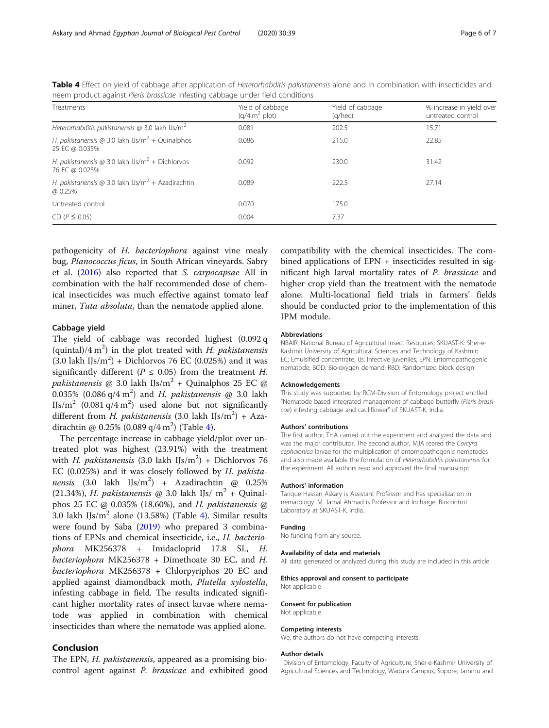**Table 4** Effect on yield of cabbage after application of *Heterorhabditis pakistanensis* alone and in combination with insecticides and neem product against *Pieris brassicae* infesting cabbage under field conditions

| Treatments | Yield of cabbage (q/4 m$^2$ plot) | Yield of cabbage (q/hec) | % increase in yield over untreated control |
|---|---|---|---|
| *Heterorhabditis pakistanensis* @ 3.0 lakh IJs/m$^2$ | 0.081 | 202.5 | 15.71 |
| *H. pakistanensis* @ 3.0 lakh IJs/m$^2$ + Quinalphos 25 EC @ 0.035% | 0.086 | 215.0 | 22.85 |
| *H. pakistanensis* @ 3.0 lakh IJs/m$^2$ + Dichlorvos 76 EC @ 0.025% | 0.092 | 230.0 | 31.42 |
| *H. pakistanensis* @ 3.0 lakh IJs/m$^2$ + Azadirachtin @ 0.25% | 0.089 | 222.5 | 27.14 |
| Untreated control | 0.070 | 175.0 | |
| CD ($P \leq 0.05$) | 0.004 | 7.37 | |

pathogenicity of *H. bacteriophora* against vine mealy bug, *Planococcus ficus*, in South African vineyards. Sabry et al. (2016) also reported that *S. carpocapsae* All in combination with the half recommended dose of chemical insecticides was much effective against tomato leaf miner, *Tuta absoluta*, than the nematode applied alone.

### Cabbage yield

The yield of cabbage was recorded highest (0.092 q (quintal)/4 m$^2$) in the plot treated with *H. pakistanensis* (3.0 lakh IJs/m$^2$) + Dichlorvos 76 EC (0.025%) and it was significantly different ($P \leq 0.05$) from the treatment *H. pakistanensis* @ 3.0 lakh IJs/m$^2$ + Quinalphos 25 EC @ 0.035% (0.086 q/4 m$^2$) and *H. pakistanensis* @ 3.0 lakh IJs/m$^2$ (0.081 q/4 m$^2$) used alone but not significantly different from *H. pakistanensis* (3.0 lakh IJs/m$^2$) + Azadirachtin @ 0.25% (0.089 q/4 m$^2$) (Table 4).

The percentage increase in cabbage yield/plot over untreated plot was highest (23.91%) with the treatment with *H. pakistanensis* (3.0 lakh IJs/m$^2$) + Dichlorvos 76 EC (0.025%) and it was closely followed by *H. pakistanensis* (3.0 lakh IJs/m$^2$) + Azadirachtin @ 0.25% (21.34%), *H. pakistanensis* @ 3.0 lakh IJs/ m$^2$ + Quinalphos 25 EC @ 0.035% (18.60%), and *H. pakistanensis* @ 3.0 lakh IJs/m$^2$ alone (13.58%) (Table 4). Similar results were found by Saba (2019) who prepared 3 combinations of EPNs and chemical insecticide, i.e., *H. bacteriophora* MK256378 + Imidacloprid 17.8 SL, *H. bacteriophora* MK256378 + Dimethoate 30 EC, and *H. bacteriophora* MK256378 + Chlorpyriphos 20 EC and applied against diamondback moth, *Plutella xylostella*, infesting cabbage in field. The results indicated significant higher mortality rates of insect larvae where nematode was applied in combination with chemical insecticides than where the nematode was applied alone.

## Conclusion

The EPN, *H. pakistanensis*, appeared as a promising biocontrol agent against *P. brassicae* and exhibited good compatibility with the chemical insecticides. The combined applications of EPN + insecticides resulted in significant high larval mortality rates of *P. brassicae* and higher crop yield than the treatment with the nematode alone. Multi-locational field trials in farmers' fields should be conducted prior to the implementation of this IPM module.

#### Abbreviations

NBAIR: National Bureau of Agricultural Insect Resources; SKUAST-K: Sher-e-Kashmir University of Agricultural Sciences and Technology of Kashmir; EC: Emulsified concentrate; IJs: Infective juveniles; EPN: Entomopathogenic nematode; BOD: Bio-oxygen demand; RBD: Randomized block design

#### Acknowledgements

This study was supported by RCM-Division of Entomology project entitled "Nematode based integrated management of cabbage butterfly (*Pieris brassicae*) infesting cabbage and cauliflower" of SKUAST-K, India.

#### Authors' contributions

The first author, THA carried out the experiment and analyzed the data and was the major contributor. The second author, MJA reared the *Corcyra cephalonica* larvae for the multiplication of entomopathogenic nematodes and also made available the formulation of *Heterorhabditis pakistanensis* for the experiment. All authors read and approved the final manuscript.

#### Authors' information

Tarique Hassan Askary is Assistant Professor and has specialization in nematology. M. Jamal Ahmad is Professor and Incharge, Biocontrol Laboratory at SKUAST-K, India.

#### Funding

No funding from any source.

#### Availability of data and materials

All data generated or analyzed during this study are included in this article.

#### Ethics approval and consent to participate

Not applicable

#### Consent for publication

Not applicable

#### Competing interests

We, the authors do not have competing interests.

#### Author details

[1]Division of Entomology, Faculty of Agriculture, Sher-e-Kashmir University of Agricultural Sciences and Technology, Wadura Campus, Sopore, Jammu and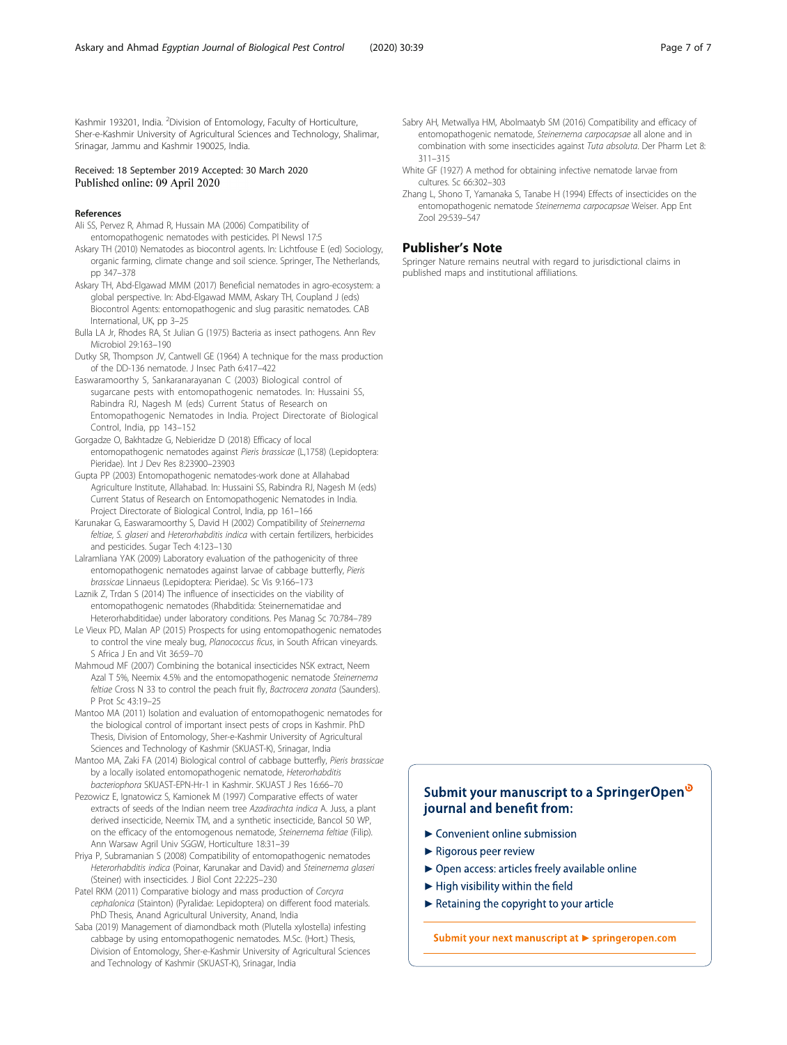Kashmir 193201, India. [2]Division of Entomology, Faculty of Horticulture, Sher-e-Kashmir University of Agricultural Sciences and Technology, Shalimar, Srinagar, Jammu and Kashmir 190025, India.

Received: 18 September 2019 Accepted: 30 March 2020
Published online: 09 April 2020

### References

Ali SS, Pervez R, Ahmad R, Hussain MA (2006) Compatibility of entomopathogenic nematodes with pesticides. Pl Newsl 17:5

Askary TH (2010) Nematodes as biocontrol agents. In: Lichtfouse E (ed) Sociology, organic farming, climate change and soil science. Springer, The Netherlands, pp 347–378

Askary TH, Abd-Elgawad MMM (2017) Beneficial nematodes in agro-ecosystem: a global perspective. In: Abd-Elgawad MMM, Askary TH, Coupland J (eds) Biocontrol Agents: entomopathogenic and slug parasitic nematodes. CAB International, UK, pp 3–25

Bulla LA Jr, Rhodes RA, St Julian G (1975) Bacteria as insect pathogens. Ann Rev Microbiol 29:163–190

Dutky SR, Thompson JV, Cantwell GE (1964) A technique for the mass production of the DD-136 nematode. J Insec Path 6:417–422

Easwaramoorthy S, Sankaranarayanan C (2003) Biological control of sugarcane pests with entomopathogenic nematodes. In: Hussaini SS, Rabindra RJ, Nagesh M (eds) Current Status of Research on Entomopathogenic Nematodes in India. Project Directorate of Biological Control, India, pp 143–152

Gorgadze O, Bakhtadze G, Nebieridze D (2018) Efficacy of local entomopathogenic nematodes against *Pieris brassicae* (L,1758) (Lepidoptera: Pieridae). Int J Dev Res 8:23900–23903

Gupta PP (2003) Entomopathogenic nematodes-work done at Allahabad Agriculture Institute, Allahabad. In: Hussaini SS, Rabindra RJ, Nagesh M (eds) Current Status of Research on Entomopathogenic Nematodes in India. Project Directorate of Biological Control, India, pp 161–166

Karunakar G, Easwaramoorthy S, David H (2002) Compatibility of *Steinernema feltiae, S. glaseri* and *Heterorhabditis indica* with certain fertilizers, herbicides and pesticides. Sugar Tech 4:123–130

Lalramliana YAK (2009) Laboratory evaluation of the pathogenicity of three entomopathogenic nematodes against larvae of cabbage butterfly, *Pieris brassicae* Linnaeus (Lepidoptera: Pieridae). Sc Vis 9:166–173

Laznik Z, Trdan S (2014) The influence of insecticides on the viability of entomopathogenic nematodes (Rhabditida: Steinernematidae and Heterorhabditidae) under laboratory conditions. Pes Manag Sc 70:784–789

Le Vieux PD, Malan AP (2015) Prospects for using entomopathogenic nematodes to control the vine mealy bug, *Planococcus ficus*, in South African vineyards. S Africa J En and Vit 36:59–70

Mahmoud MF (2007) Combining the botanical insecticides NSK extract, Neem Azal T 5%, Neemix 4.5% and the entomopathogenic nematode *Steinernema feltiae* Cross N 33 to control the peach fruit fly, *Bactrocera zonata* (Saunders). P Prot Sc 43:19–25

Mantoo MA (2011) Isolation and evaluation of entomopathogenic nematodes for the biological control of important insect pests of crops in Kashmir. PhD Thesis, Division of Entomology, Sher-e-Kashmir University of Agricultural Sciences and Technology of Kashmir (SKUAST-K), Srinagar, India

Mantoo MA, Zaki FA (2014) Biological control of cabbage butterfly, *Pieris brassicae* by a locally isolated entomopathogenic nematode, *Heterorhabditis bacteriophora* SKUAST-EPN-Hr-1 in Kashmir. SKUAST J Res 16:66–70

Pezowicz E, Ignatowicz S, Kamionek M (1997) Comparative effects of water extracts of seeds of the Indian neem tree *Azadirachta indica* A. Juss, a plant derived insecticide, Neemix TM, and a synthetic insecticide, Bancol 50 WP, on the efficacy of the entomogenous nematode, *Steinernema feltiae* (Filip). Ann Warsaw Agril Univ SGGW, Horticulture 18:31–39

Priya P, Subramanian S (2008) Compatibility of entomopathogenic nematodes *Heterorhabditis indica* (Poinar, Karunakar and David) and *Steinernema glaseri* (Steiner) with insecticides. J Biol Cont 22:225–230

Patel RKM (2011) Comparative biology and mass production of *Corcyra cephalonica* (Stainton) (Pyralidae: Lepidoptera) on different food materials. PhD Thesis, Anand Agricultural University, Anand, India

Saba (2019) Management of diamondback moth (Plutella xylostella) infesting cabbage by using entomopathogenic nematodes. M.Sc. (Hort.) Thesis, Division of Entomology, Sher-e-Kashmir University of Agricultural Sciences and Technology of Kashmir (SKUAST-K), Srinagar, India

Sabry AH, Metwallya HM, Abolmaatyb SM (2016) Compatibility and efficacy of entomopathogenic nematode, *Steinernema carpocapsae* all alone and in combination with some insecticides against *Tuta absoluta*. Der Pharm Let 8: 311–315

White GF (1927) A method for obtaining infective nematode larvae from cultures. Sc 66:302–303

Zhang L, Shono T, Yamanaka S, Tanabe H (1994) Effects of insecticides on the entomopathogenic nematode *Steinernema carpocapsae* Weiser. App Ent Zool 29:539–547

## Publisher's Note

Springer Nature remains neutral with regard to jurisdictional claims in published maps and institutional affiliations.

**Submit your manuscript to a SpringerOpen journal and benefit from:**

- ► Convenient online submission
- ► Rigorous peer review
- ► Open access: articles freely available online
- ► High visibility within the field
- ► Retaining the copyright to your article

Submit your next manuscript at ► springeropen.com